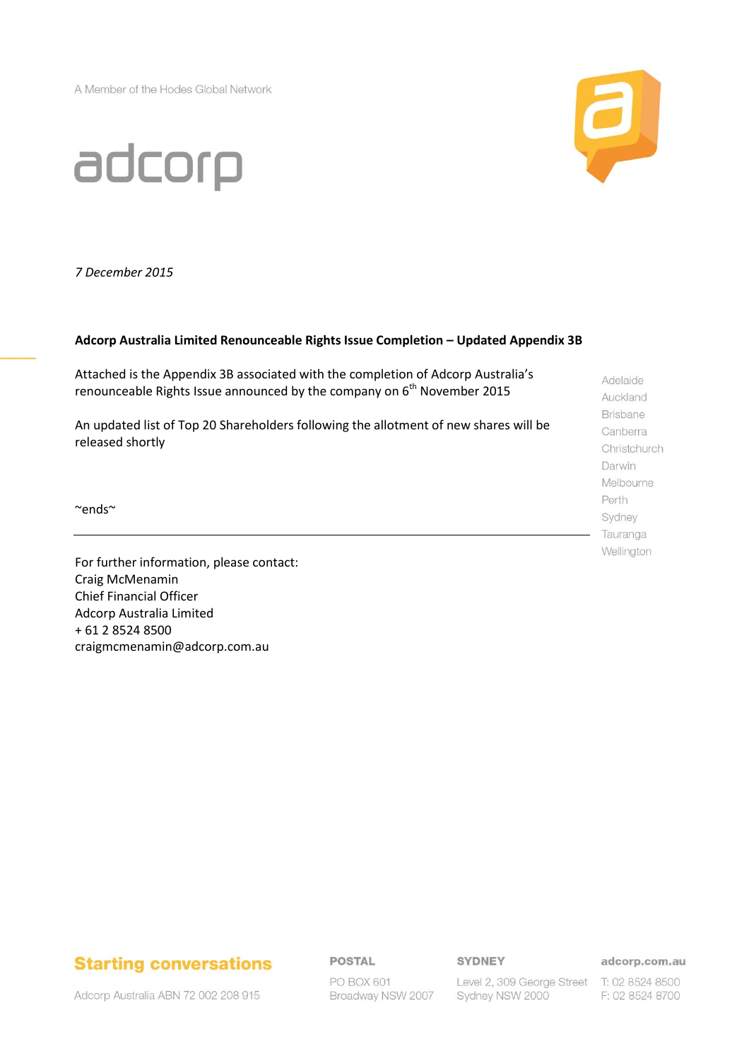A Member of the Hodes Global Network

adcorp

*7 December 2015*

**Adcorp Australia Limited Renounceable Rights Issue Completion – Updated Appendix 3B**

Attached is the Appendix 3B associated with the completion of Adcorp Australia's renounceable Rights Issue announced by the company on 6th November 2015

An updated list of Top 20 Shareholders following the allotment of new shares will be released shortly

~ends~

---

For further information, please contact:
Craig McMenamin
Chief Financial Officer
Adcorp Australia Limited
+ 61 2 8524 8500
craigmcmenamin@adcorp.com.au

Adelaide
Auckland
Brisbane
Canberra
Christchurch
Darwin
Melbourne
Perth
Sydney
Tauranga
Wellington

**Starting conversations**

Adcorp Australia ABN 72 002 208 915

**POSTAL**
PO BOX 601
Broadway NSW 2007

**SYDNEY**
Level 2, 309 George Street
Sydney NSW 2000

**adcorp.com.au**
T: 02 8524 8500
F: 02 8524 8700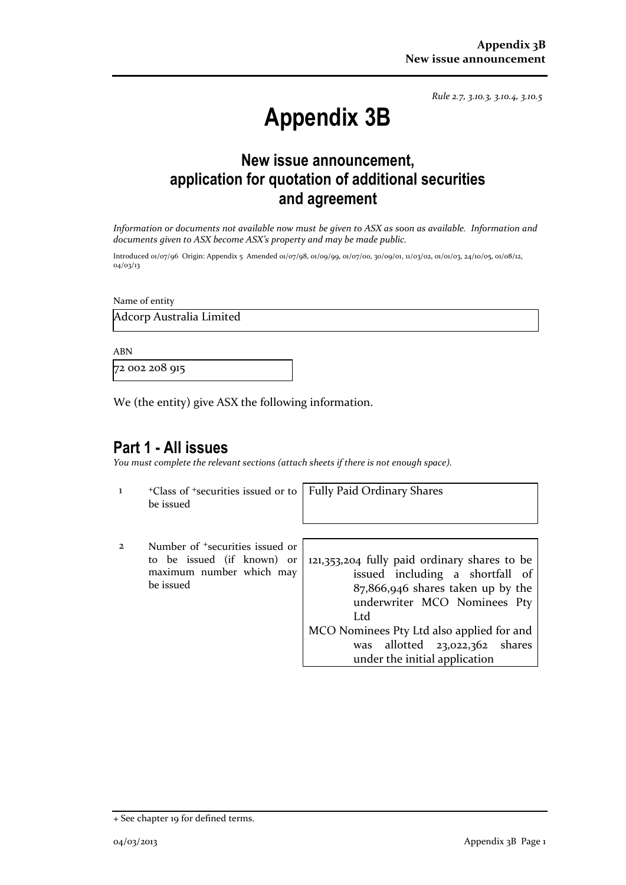Rule 2.7, 3.10.3, 3.10.4, 3.10.5

# Appendix 3B

## New issue announcement, application for quotation of additional securities and agreement

*Information or documents not available now must be given to ASX as soon as available. Information and documents given to ASX become ASX's property and may be made public.*

Introduced 01/07/96 Origin: Appendix 5 Amended 01/07/98, 01/09/99, 01/07/00, 30/09/01, 11/03/02, 01/01/03, 24/10/05, 01/08/12, 04/03/13

Name of entity

Adcorp Australia Limited

ABN

72 002 208 915

We (the entity) give ASX the following information.

## Part 1 - All issues

*You must complete the relevant sections (attach sheets if there is not enough space).*

| | | |
|---|---|---|
| 1 | +Class of +securities issued or to be issued | Fully Paid Ordinary Shares |
| 2 | Number of +securities issued or to be issued (if known) or maximum number which may be issued | 121,353,204 fully paid ordinary shares to be issued including a shortfall of 87,866,946 shares taken up by the underwriter MCO Nominees Pty Ltd<br>MCO Nominees Pty Ltd also applied for and was allotted 23,022,362 shares under the initial application |

+ See chapter 19 for defined terms.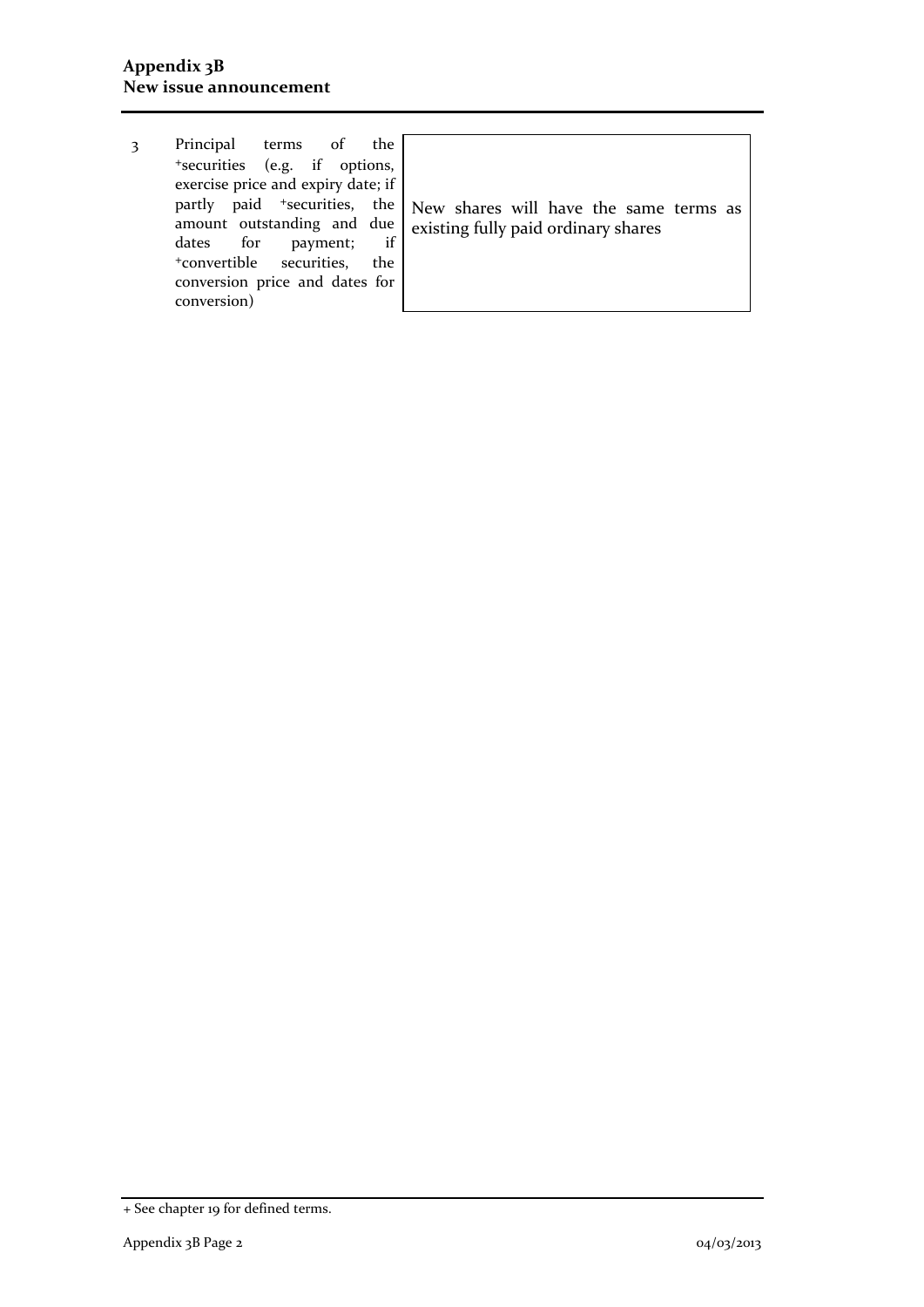| 3 | Principal terms of the +securities (e.g. if options, exercise price and expiry date; if partly paid +securities, the amount outstanding and due dates for payment; if +convertible securities, the conversion price and dates for conversion) | New shares will have the same terms as existing fully paid ordinary shares |
|---|---|---|

+ See chapter 19 for defined terms.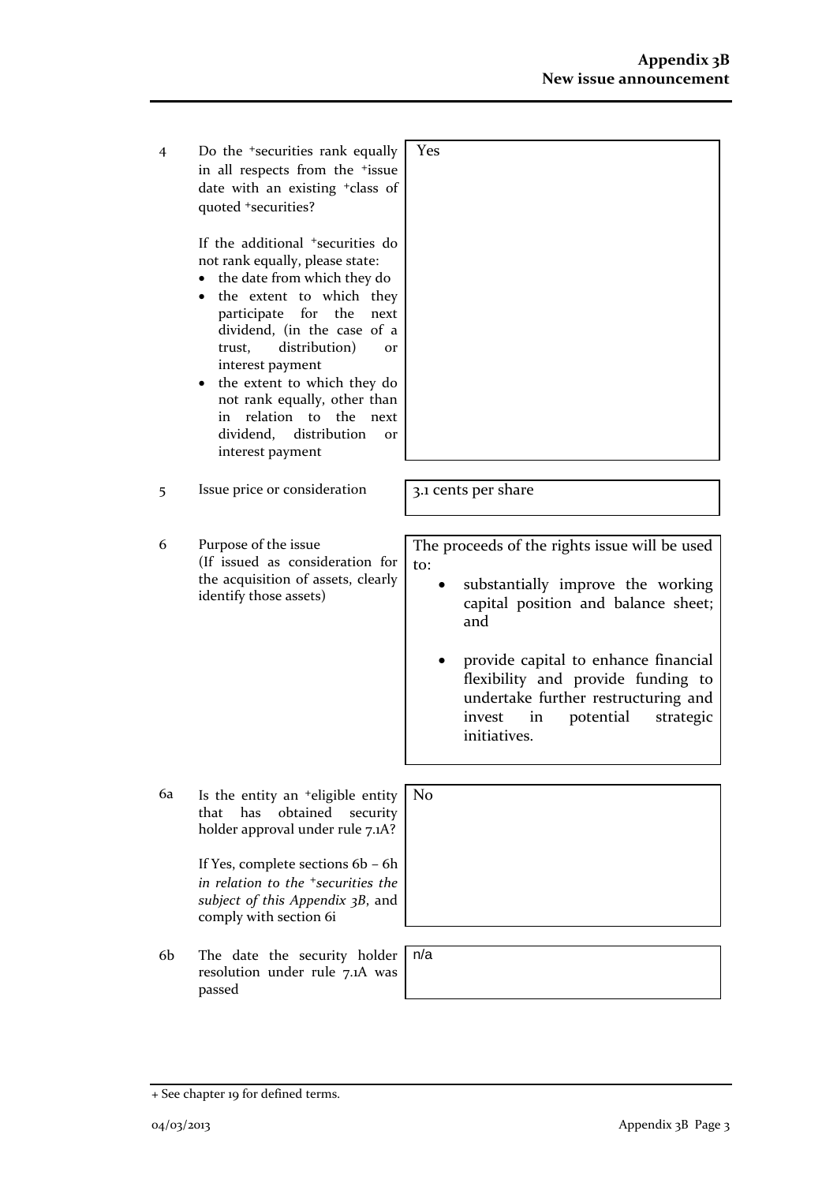| | | |
|---|---|---|
| 4 | Do the +securities rank equally in all respects from the +issue date with an existing +class of quoted +securities?<br><br>If the additional +securities do not rank equally, please state:<br>• the date from which they do<br>• the extent to which they participate for the next dividend, (in the case of a trust, distribution) or interest payment<br>• the extent to which they do not rank equally, other than in relation to the next dividend, distribution or interest payment | Yes |
| 5 | Issue price or consideration | 3.1 cents per share |
| 6 | Purpose of the issue<br>(If issued as consideration for the acquisition of assets, clearly identify those assets) | The proceeds of the rights issue will be used to:<br>• substantially improve the working capital position and balance sheet; and<br>• provide capital to enhance financial flexibility and provide funding to undertake further restructuring and invest in potential strategic initiatives. |
| 6a | Is the entity an +eligible entity that has obtained security holder approval under rule 7.1A?<br><br>If Yes, complete sections 6b – 6h *in relation to the +securities the subject of this Appendix 3B*, and comply with section 6i | No |
| 6b | The date the security holder resolution under rule 7.1A was passed | n/a |

+ See chapter 19 for defined terms.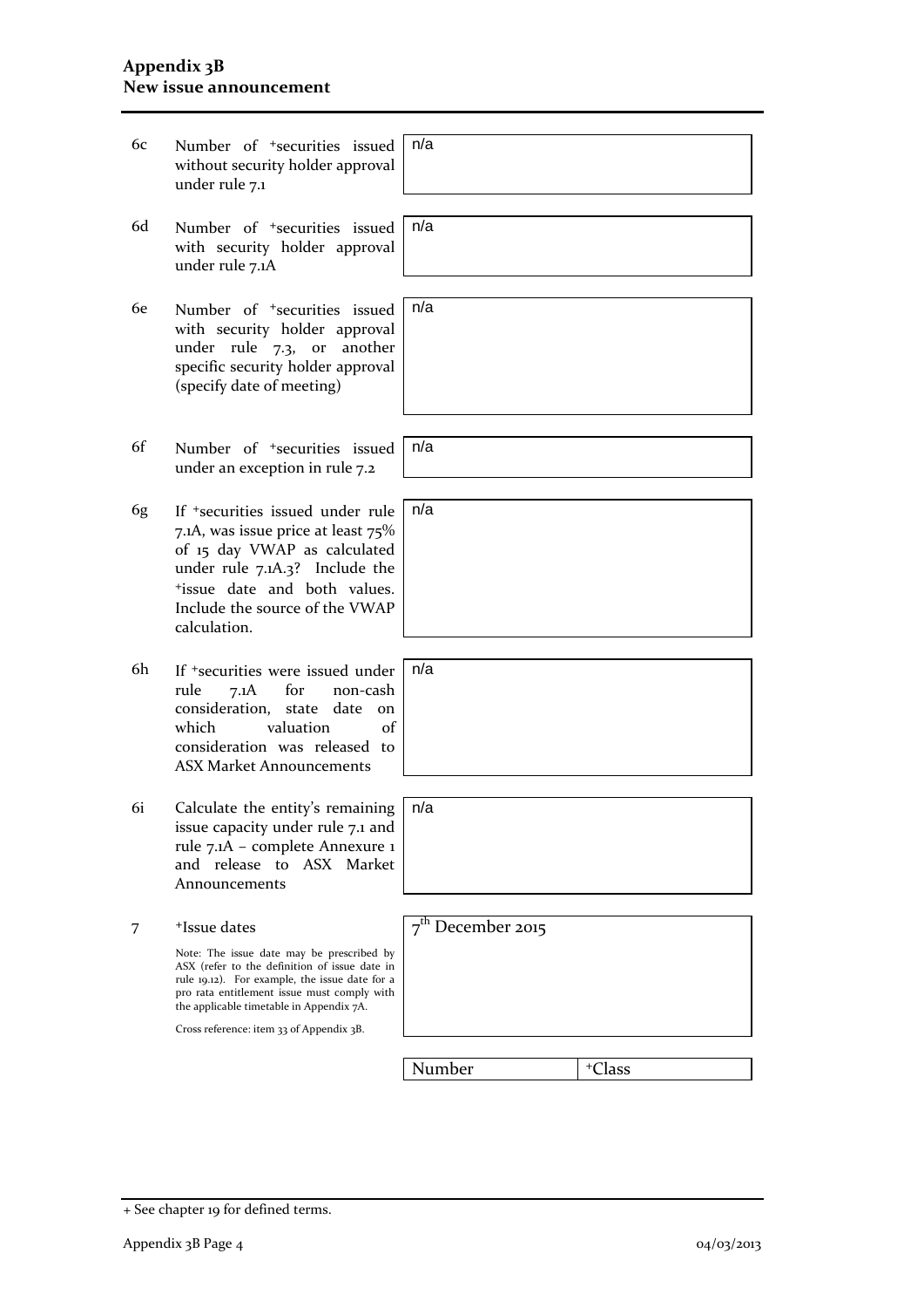| | | |
|---|---|---|
| 6c | Number of +securities issued without security holder approval under rule 7.1 | n/a |
| 6d | Number of +securities issued with security holder approval under rule 7.1A | n/a |
| 6e | Number of +securities issued with security holder approval under rule 7.3, or another specific security holder approval (specify date of meeting) | n/a |
| 6f | Number of +securities issued under an exception in rule 7.2 | n/a |
| 6g | If +securities issued under rule 7.1A, was issue price at least 75% of 15 day VWAP as calculated under rule 7.1A.3? Include the +issue date and both values. Include the source of the VWAP calculation. | n/a |
| 6h | If +securities were issued under rule 7.1A for non-cash consideration, state date on which valuation of consideration was released to ASX Market Announcements | n/a |
| 6i | Calculate the entity's remaining issue capacity under rule 7.1 and rule 7.1A – complete Annexure 1 and release to ASX Market Announcements | n/a |
| 7 | +Issue dates<br><br>Note: The issue date may be prescribed by ASX (refer to the definition of issue date in rule 19.12). For example, the issue date for a pro rata entitlement issue must comply with the applicable timetable in Appendix 7A.<br><br>Cross reference: item 33 of Appendix 3B. | 7th December 2015 |

| Number | +Class |
|---|---|

+ See chapter 19 for defined terms.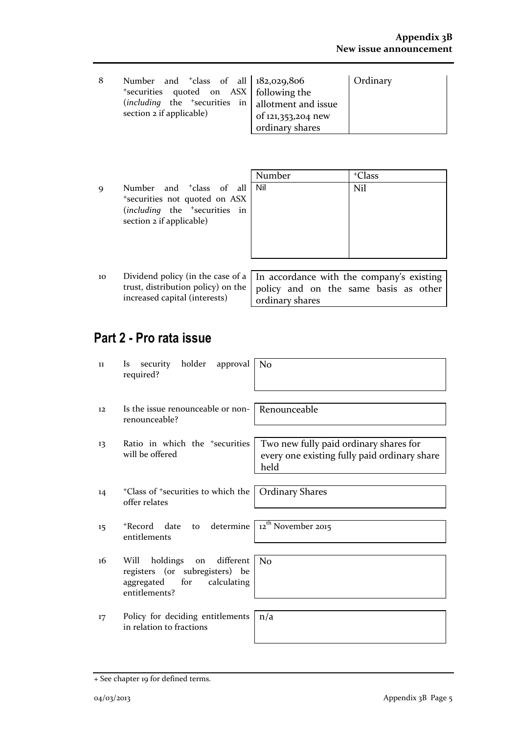| | | | |
|---|---|---|---|
| 8 | Number and +class of all +securities quoted on ASX (*including* the +securities in section 2 if applicable) | 182,029,806 following the allotment and issue of 121,353,204 new ordinary shares | Ordinary |

| | | Number | +Class |
|---|---|---|---|
| 9 | Number and +class of all +securities not quoted on ASX (*including* the +securities in section 2 if applicable) | Nil | Nil |

| | | |
|---|---|---|
| 10 | Dividend policy (in the case of a trust, distribution policy) on the increased capital (interests) | In accordance with the company's existing policy and on the same basis as other ordinary shares |

## Part 2 - Pro rata issue

| | | |
|---|---|---|
| 11 | Is security holder approval required? | No |
| 12 | Is the issue renounceable or non-renounceable? | Renounceable |
| 13 | Ratio in which the +securities will be offered | Two new fully paid ordinary shares for every one existing fully paid ordinary share held |
| 14 | +Class of +securities to which the offer relates | Ordinary Shares |
| 15 | +Record date to determine entitlements | 12th November 2015 |
| 16 | Will holdings on different registers (or subregisters) be aggregated for calculating entitlements? | No |
| 17 | Policy for deciding entitlements in relation to fractions | n/a |

+ See chapter 19 for defined terms.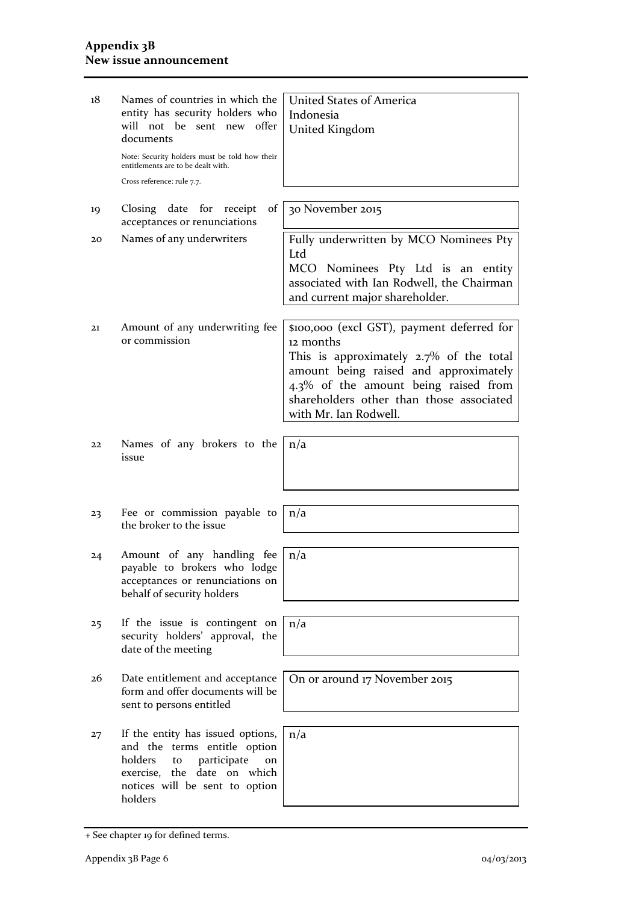| | | |
|---|---|---|
| 18 | Names of countries in which the entity has security holders who will not be sent new offer documents<br><br>Note: Security holders must be told how their entitlements are to be dealt with.<br><br>Cross reference: rule 7.7. | United States of America<br>Indonesia<br>United Kingdom |
| 19 | Closing date for receipt of acceptances or renunciations | 30 November 2015 |
| 20 | Names of any underwriters | Fully underwritten by MCO Nominees Pty Ltd<br>MCO Nominees Pty Ltd is an entity associated with Ian Rodwell, the Chairman and current major shareholder. |
| 21 | Amount of any underwriting fee or commission | $100,000 (excl GST), payment deferred for 12 months<br>This is approximately 2.7% of the total amount being raised and approximately 4.3% of the amount being raised from shareholders other than those associated with Mr. Ian Rodwell. |
| 22 | Names of any brokers to the issue | n/a |
| 23 | Fee or commission payable to the broker to the issue | n/a |
| 24 | Amount of any handling fee payable to brokers who lodge acceptances or renunciations on behalf of security holders | n/a |
| 25 | If the issue is contingent on security holders' approval, the date of the meeting | n/a |
| 26 | Date entitlement and acceptance form and offer documents will be sent to persons entitled | On or around 17 November 2015 |
| 27 | If the entity has issued options, and the terms entitle option holders to participate on exercise, the date on which notices will be sent to option holders | n/a |

+ See chapter 19 for defined terms.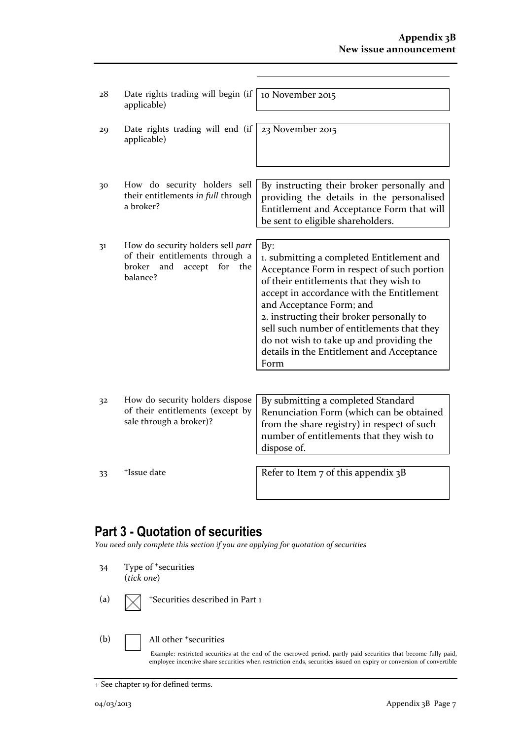| | | |
|---|---|---|
| 28 | Date rights trading will begin (if applicable) | 10 November 2015 |
| 29 | Date rights trading will end (if applicable) | 23 November 2015 |
| 30 | How do security holders sell their entitlements *in full* through a broker? | By instructing their broker personally and providing the details in the personalised Entitlement and Acceptance Form that will be sent to eligible shareholders. |
| 31 | How do security holders sell *part* of their entitlements through a broker and accept for the balance? | By:<br>1. submitting a completed Entitlement and Acceptance Form in respect of such portion of their entitlements that they wish to accept in accordance with the Entitlement and Acceptance Form; and<br>2. instructing their broker personally to sell such number of entitlements that they do not wish to take up and providing the details in the Entitlement and Acceptance Form |
| 32 | How do security holders dispose of their entitlements (except by sale through a broker)? | By submitting a completed Standard Renunciation Form (which can be obtained from the share registry) in respect of such number of entitlements that they wish to dispose of. |
| 33 | +Issue date | Refer to Item 7 of this appendix 3B |

## Part 3 - Quotation of securities

*You need only complete this section if you are applying for quotation of securities*

34 Type of +securities
(*tick one*)

(a) ☒ +Securities described in Part 1

(b) ☐ All other +securities

Example: restricted securities at the end of the escrowed period, partly paid securities that become fully paid, employee incentive share securities when restriction ends, securities issued on expiry or conversion of convertible

+ See chapter 19 for defined terms.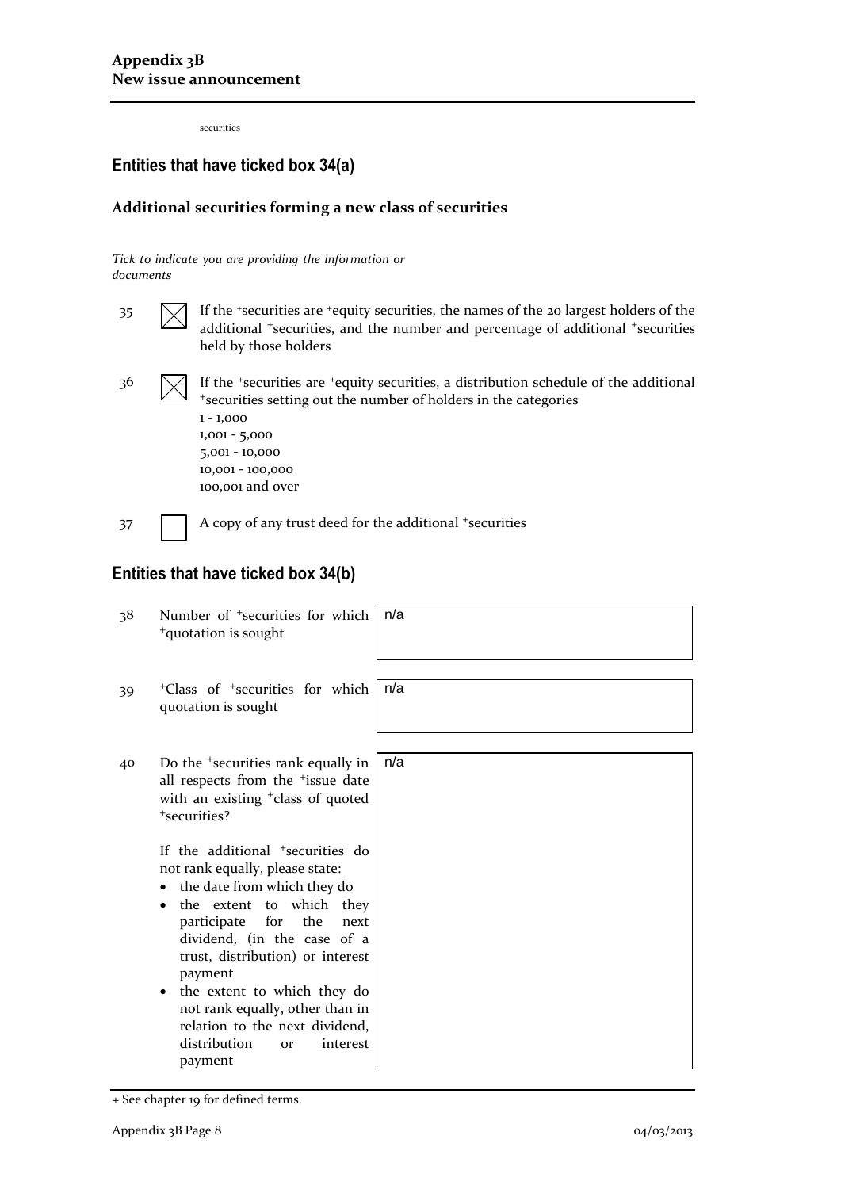securities

## Entities that have ticked box 34(a)

### Additional securities forming a new class of securities

*Tick to indicate you are providing the information or documents*

35 ☒ If the +securities are +equity securities, the names of the 20 largest holders of the additional +securities, and the number and percentage of additional +securities held by those holders

36 ☒ If the +securities are +equity securities, a distribution schedule of the additional +securities setting out the number of holders in the categories
1 - 1,000
1,001 - 5,000
5,001 - 10,000
10,001 - 100,000
100,001 and over

37 ☐ A copy of any trust deed for the additional +securities

## Entities that have ticked box 34(b)

| | | |
|---|---|---|
| 38 | Number of +securities for which +quotation is sought | n/a |
| 39 | +Class of +securities for which quotation is sought | n/a |
| 40 | Do the +securities rank equally in all respects from the +issue date with an existing +class of quoted +securities?<br><br>If the additional +securities do not rank equally, please state:<br>• the date from which they do<br>• the extent to which they participate for the next dividend, (in the case of a trust, distribution) or interest payment<br>• the extent to which they do not rank equally, other than in relation to the next dividend, distribution or interest payment | n/a |

+ See chapter 19 for defined terms.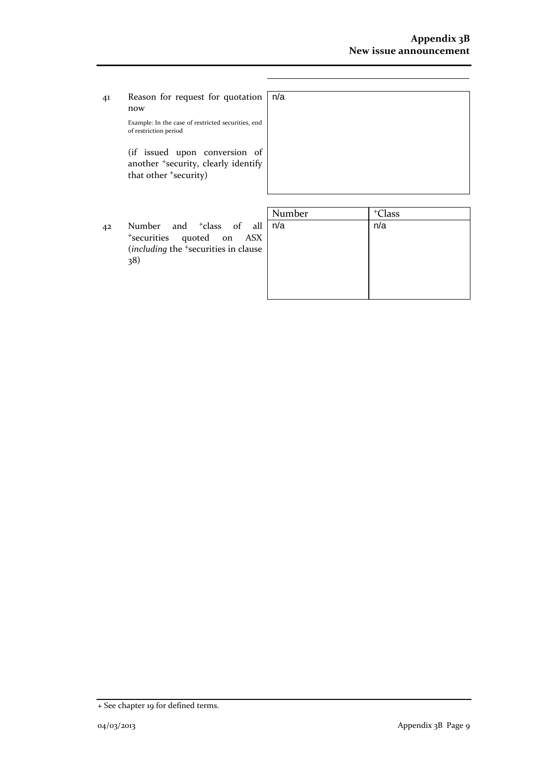| | | |
|---|---|---|
| 41 | Reason for request for quotation now<br><br>Example: In the case of restricted securities, end of restriction period<br><br>(if issued upon conversion of another +security, clearly identify that other +security) | n/a |

| | | Number | +Class |
|---|---|---|---|
| 42 | Number and +class of all +securities quoted on ASX (*including* the +securities in clause 38) | n/a | n/a |

+ See chapter 19 for defined terms.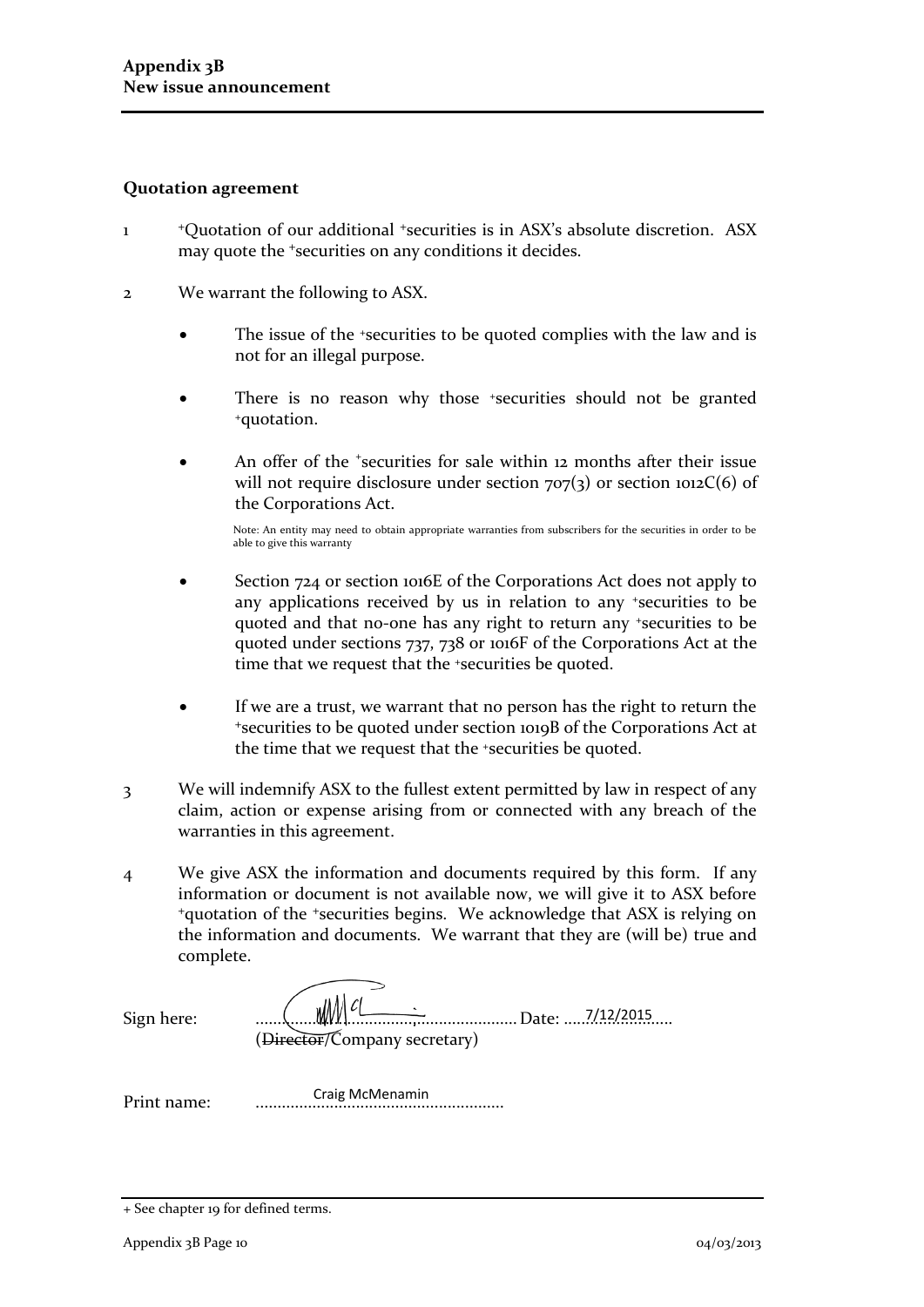**Appendix 3B**
**New issue announcement**

## Quotation agreement

1 +Quotation of our additional +securities is in ASX's absolute discretion. ASX may quote the +securities on any conditions it decides.

2 We warrant the following to ASX.

- The issue of the +securities to be quoted complies with the law and is not for an illegal purpose.

- There is no reason why those +securities should not be granted +quotation.

- An offer of the +securities for sale within 12 months after their issue will not require disclosure under section 707(3) or section 1012C(6) of the Corporations Act.

  Note: An entity may need to obtain appropriate warranties from subscribers for the securities in order to be able to give this warranty

- Section 724 or section 1016E of the Corporations Act does not apply to any applications received by us in relation to any +securities to be quoted and that no-one has any right to return any +securities to be quoted under sections 737, 738 or 1016F of the Corporations Act at the time that we request that the +securities be quoted.

- If we are a trust, we warrant that no person has the right to return the +securities to be quoted under section 1019B of the Corporations Act at the time that we request that the +securities be quoted.

3 We will indemnify ASX to the fullest extent permitted by law in respect of any claim, action or expense arising from or connected with any breach of the warranties in this agreement.

4 We give ASX the information and documents required by this form. If any information or document is not available now, we will give it to ASX before +quotation of the +securities begins. We acknowledge that ASX is relying on the information and documents. We warrant that they are (will be) true and complete.

Sign here: ............................................. Date: 7/12/2015
(~~Director~~/Company secretary)

Print name: Craig McMenamin

+ See chapter 19 for defined terms.